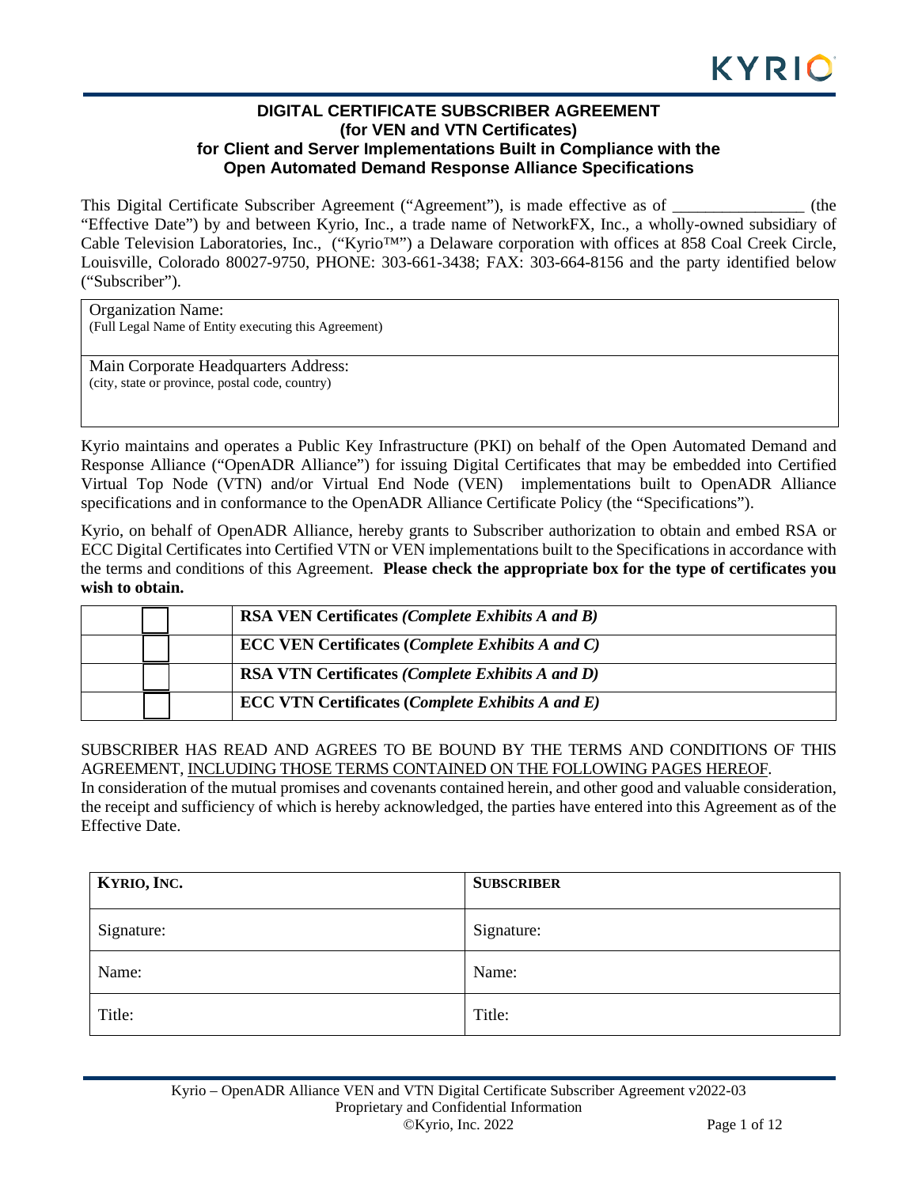# DIGITAL CERTIFICATE SUBSCRIBER AGREEMENT
## (for VEN and VTN Certificates)
## for Client and Server Implementations Built in Compliance with the Open Automated Demand Response Alliance Specifications

This Digital Certificate Subscriber Agreement ("Agreement"), is made effective as of ________________ (the "Effective Date") by and between Kyrio, Inc., a trade name of NetworkFX, Inc., a wholly-owned subsidiary of Cable Television Laboratories, Inc., ("Kyrio™") a Delaware corporation with offices at 858 Coal Creek Circle, Louisville, Colorado 80027-9750, PHONE: 303-661-3438; FAX: 303-664-8156 and the party identified below ("Subscriber").

| Organization Name:<br>(Full Legal Name of Entity executing this Agreement) |
|---|
| Main Corporate Headquarters Address:<br>(city, state or province, postal code, country) |

Kyrio maintains and operates a Public Key Infrastructure (PKI) on behalf of the Open Automated Demand and Response Alliance ("OpenADR Alliance") for issuing Digital Certificates that may be embedded into Certified Virtual Top Node (VTN) and/or Virtual End Node (VEN) implementations built to OpenADR Alliance specifications and in conformance to the OpenADR Alliance Certificate Policy (the "Specifications").

Kyrio, on behalf of OpenADR Alliance, hereby grants to Subscriber authorization to obtain and embed RSA or ECC Digital Certificates into Certified VTN or VEN implementations built to the Specifications in accordance with the terms and conditions of this Agreement. **Please check the appropriate box for the type of certificates you wish to obtain.**

| | |
|---|---|
| ☐ | **RSA VEN Certificates** ***(Complete Exhibits A and B)*** |
| ☐ | **ECC VEN Certificates (*Complete Exhibits A and C)*** |
| ☐ | **RSA VTN Certificates** ***(Complete Exhibits A and D)*** |
| ☐ | **ECC VTN Certificates (*Complete Exhibits A and E)*** |

SUBSCRIBER HAS READ AND AGREES TO BE BOUND BY THE TERMS AND CONDITIONS OF THIS AGREEMENT, <u>INCLUDING THOSE TERMS CONTAINED ON THE FOLLOWING PAGES HEREOF</u>.

In consideration of the mutual promises and covenants contained herein, and other good and valuable consideration, the receipt and sufficiency of which is hereby acknowledged, the parties have entered into this Agreement as of the Effective Date.

| **KYRIO, INC.** | **SUBSCRIBER** |
|---|---|
| Signature: | Signature: |
| Name: | Name: |
| Title: | Title: |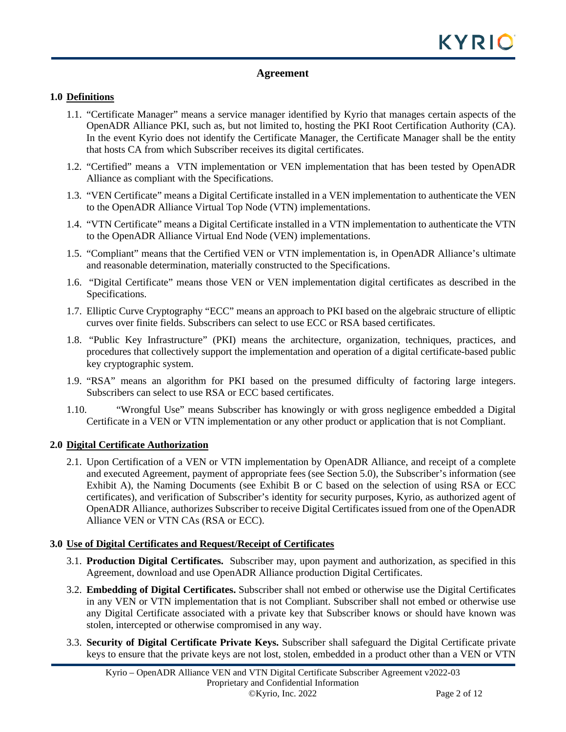# Agreement

## 1.0 Definitions

1.1. "Certificate Manager" means a service manager identified by Kyrio that manages certain aspects of the OpenADR Alliance PKI, such as, but not limited to, hosting the PKI Root Certification Authority (CA). In the event Kyrio does not identify the Certificate Manager, the Certificate Manager shall be the entity that hosts CA from which Subscriber receives its digital certificates.

1.2. "Certified" means a VTN implementation or VEN implementation that has been tested by OpenADR Alliance as compliant with the Specifications.

1.3. "VEN Certificate" means a Digital Certificate installed in a VEN implementation to authenticate the VEN to the OpenADR Alliance Virtual Top Node (VTN) implementations.

1.4. "VTN Certificate" means a Digital Certificate installed in a VTN implementation to authenticate the VTN to the OpenADR Alliance Virtual End Node (VEN) implementations.

1.5. "Compliant" means that the Certified VEN or VTN implementation is, in OpenADR Alliance's ultimate and reasonable determination, materially constructed to the Specifications.

1.6. "Digital Certificate" means those VEN or VEN implementation digital certificates as described in the Specifications.

1.7. Elliptic Curve Cryptography "ECC" means an approach to PKI based on the algebraic structure of elliptic curves over finite fields. Subscribers can select to use ECC or RSA based certificates.

1.8. "Public Key Infrastructure" (PKI) means the architecture, organization, techniques, practices, and procedures that collectively support the implementation and operation of a digital certificate-based public key cryptographic system.

1.9. "RSA" means an algorithm for PKI based on the presumed difficulty of factoring large integers. Subscribers can select to use RSA or ECC based certificates.

1.10. "Wrongful Use" means Subscriber has knowingly or with gross negligence embedded a Digital Certificate in a VEN or VTN implementation or any other product or application that is not Compliant.

## 2.0 Digital Certificate Authorization

2.1. Upon Certification of a VEN or VTN implementation by OpenADR Alliance, and receipt of a complete and executed Agreement, payment of appropriate fees (see Section 5.0), the Subscriber's information (see Exhibit A), the Naming Documents (see Exhibit B or C based on the selection of using RSA or ECC certificates), and verification of Subscriber's identity for security purposes, Kyrio, as authorized agent of OpenADR Alliance, authorizes Subscriber to receive Digital Certificates issued from one of the OpenADR Alliance VEN or VTN CAs (RSA or ECC).

## 3.0 Use of Digital Certificates and Request/Receipt of Certificates

3.1. **Production Digital Certificates.** Subscriber may, upon payment and authorization, as specified in this Agreement, download and use OpenADR Alliance production Digital Certificates.

3.2. **Embedding of Digital Certificates.** Subscriber shall not embed or otherwise use the Digital Certificates in any VEN or VTN implementation that is not Compliant. Subscriber shall not embed or otherwise use any Digital Certificate associated with a private key that Subscriber knows or should have known was stolen, intercepted or otherwise compromised in any way.

3.3. **Security of Digital Certificate Private Keys.** Subscriber shall safeguard the Digital Certificate private keys to ensure that the private keys are not lost, stolen, embedded in a product other than a VEN or VTN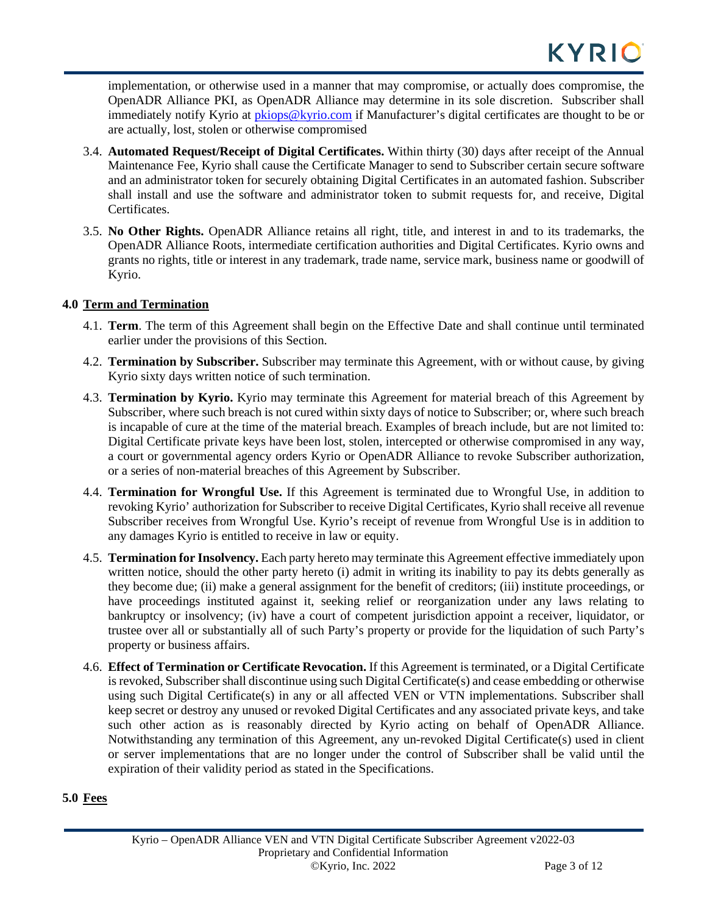implementation, or otherwise used in a manner that may compromise, or actually does compromise, the OpenADR Alliance PKI, as OpenADR Alliance may determine in its sole discretion. Subscriber shall immediately notify Kyrio at pkiops@kyrio.com if Manufacturer's digital certificates are thought to be or are actually, lost, stolen or otherwise compromised

3.4. **Automated Request/Receipt of Digital Certificates.** Within thirty (30) days after receipt of the Annual Maintenance Fee, Kyrio shall cause the Certificate Manager to send to Subscriber certain secure software and an administrator token for securely obtaining Digital Certificates in an automated fashion. Subscriber shall install and use the software and administrator token to submit requests for, and receive, Digital Certificates.

3.5. **No Other Rights.** OpenADR Alliance retains all right, title, and interest in and to its trademarks, the OpenADR Alliance Roots, intermediate certification authorities and Digital Certificates. Kyrio owns and grants no rights, title or interest in any trademark, trade name, service mark, business name or goodwill of Kyrio.

## 4.0 Term and Termination

4.1. **Term**. The term of this Agreement shall begin on the Effective Date and shall continue until terminated earlier under the provisions of this Section.

4.2. **Termination by Subscriber.** Subscriber may terminate this Agreement, with or without cause, by giving Kyrio sixty days written notice of such termination.

4.3. **Termination by Kyrio.** Kyrio may terminate this Agreement for material breach of this Agreement by Subscriber, where such breach is not cured within sixty days of notice to Subscriber; or, where such breach is incapable of cure at the time of the material breach. Examples of breach include, but are not limited to: Digital Certificate private keys have been lost, stolen, intercepted or otherwise compromised in any way, a court or governmental agency orders Kyrio or OpenADR Alliance to revoke Subscriber authorization, or a series of non-material breaches of this Agreement by Subscriber.

4.4. **Termination for Wrongful Use.** If this Agreement is terminated due to Wrongful Use, in addition to revoking Kyrio' authorization for Subscriber to receive Digital Certificates, Kyrio shall receive all revenue Subscriber receives from Wrongful Use. Kyrio's receipt of revenue from Wrongful Use is in addition to any damages Kyrio is entitled to receive in law or equity.

4.5. **Termination for Insolvency.** Each party hereto may terminate this Agreement effective immediately upon written notice, should the other party hereto (i) admit in writing its inability to pay its debts generally as they become due; (ii) make a general assignment for the benefit of creditors; (iii) institute proceedings, or have proceedings instituted against it, seeking relief or reorganization under any laws relating to bankruptcy or insolvency; (iv) have a court of competent jurisdiction appoint a receiver, liquidator, or trustee over all or substantially all of such Party's property or provide for the liquidation of such Party's property or business affairs.

4.6. **Effect of Termination or Certificate Revocation.** If this Agreement is terminated, or a Digital Certificate is revoked, Subscriber shall discontinue using such Digital Certificate(s) and cease embedding or otherwise using such Digital Certificate(s) in any or all affected VEN or VTN implementations. Subscriber shall keep secret or destroy any unused or revoked Digital Certificates and any associated private keys, and take such other action as is reasonably directed by Kyrio acting on behalf of OpenADR Alliance. Notwithstanding any termination of this Agreement, any un-revoked Digital Certificate(s) used in client or server implementations that are no longer under the control of Subscriber shall be valid until the expiration of their validity period as stated in the Specifications.

## 5.0 Fees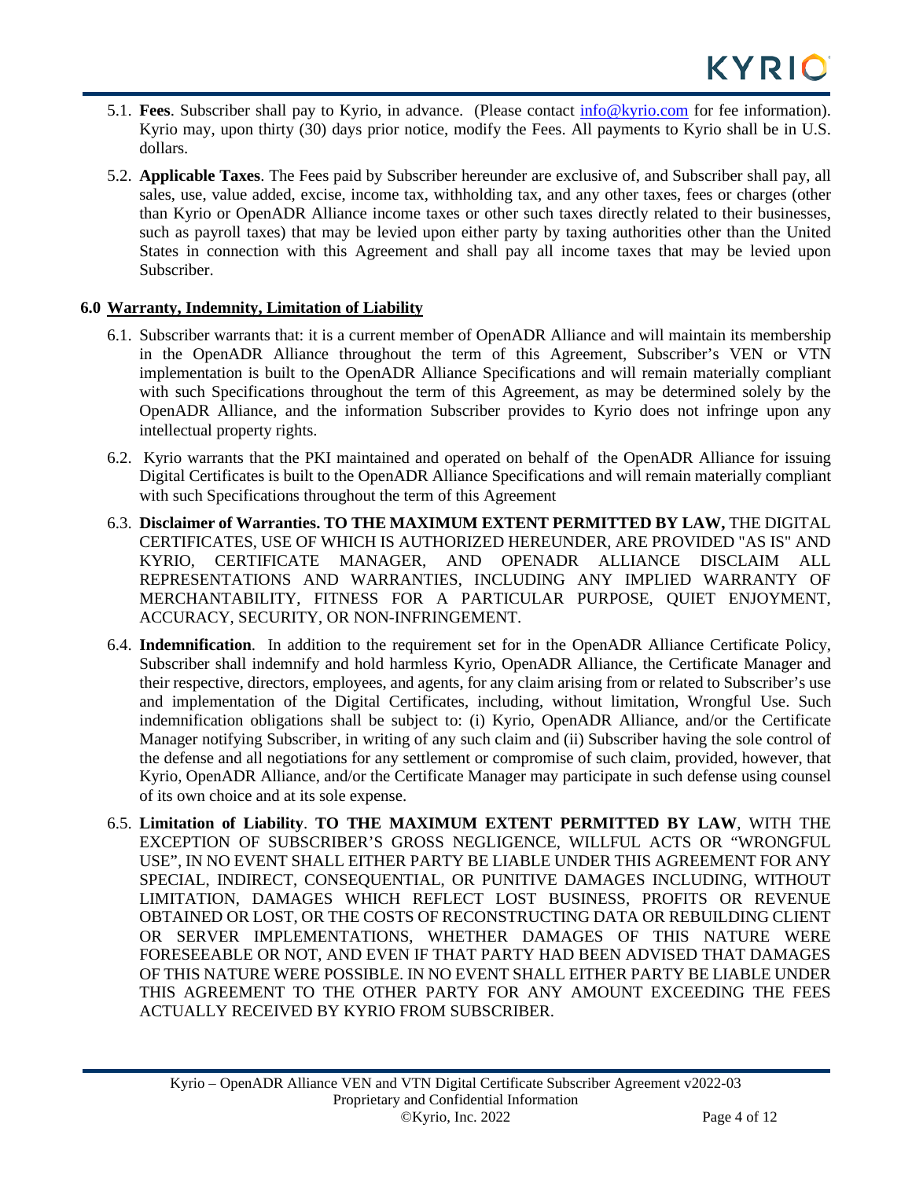5.1. **Fees**. Subscriber shall pay to Kyrio, in advance. (Please contact info@kyrio.com for fee information). Kyrio may, upon thirty (30) days prior notice, modify the Fees. All payments to Kyrio shall be in U.S. dollars.

5.2. **Applicable Taxes**. The Fees paid by Subscriber hereunder are exclusive of, and Subscriber shall pay, all sales, use, value added, excise, income tax, withholding tax, and any other taxes, fees or charges (other than Kyrio or OpenADR Alliance income taxes or other such taxes directly related to their businesses, such as payroll taxes) that may be levied upon either party by taxing authorities other than the United States in connection with this Agreement and shall pay all income taxes that may be levied upon Subscriber.

## 6.0 Warranty, Indemnity, Limitation of Liability

6.1. Subscriber warrants that: it is a current member of OpenADR Alliance and will maintain its membership in the OpenADR Alliance throughout the term of this Agreement, Subscriber's VEN or VTN implementation is built to the OpenADR Alliance Specifications and will remain materially compliant with such Specifications throughout the term of this Agreement, as may be determined solely by the OpenADR Alliance, and the information Subscriber provides to Kyrio does not infringe upon any intellectual property rights.

6.2. Kyrio warrants that the PKI maintained and operated on behalf of the OpenADR Alliance for issuing Digital Certificates is built to the OpenADR Alliance Specifications and will remain materially compliant with such Specifications throughout the term of this Agreement

6.3. **Disclaimer of Warranties. TO THE MAXIMUM EXTENT PERMITTED BY LAW,** THE DIGITAL CERTIFICATES, USE OF WHICH IS AUTHORIZED HEREUNDER, ARE PROVIDED "AS IS" AND KYRIO, CERTIFICATE MANAGER, AND OPENADR ALLIANCE DISCLAIM ALL REPRESENTATIONS AND WARRANTIES, INCLUDING ANY IMPLIED WARRANTY OF MERCHANTABILITY, FITNESS FOR A PARTICULAR PURPOSE, QUIET ENJOYMENT, ACCURACY, SECURITY, OR NON-INFRINGEMENT.

6.4. **Indemnification**. In addition to the requirement set for in the OpenADR Alliance Certificate Policy, Subscriber shall indemnify and hold harmless Kyrio, OpenADR Alliance, the Certificate Manager and their respective, directors, employees, and agents, for any claim arising from or related to Subscriber's use and implementation of the Digital Certificates, including, without limitation, Wrongful Use. Such indemnification obligations shall be subject to: (i) Kyrio, OpenADR Alliance, and/or the Certificate Manager notifying Subscriber, in writing of any such claim and (ii) Subscriber having the sole control of the defense and all negotiations for any settlement or compromise of such claim, provided, however, that Kyrio, OpenADR Alliance, and/or the Certificate Manager may participate in such defense using counsel of its own choice and at its sole expense.

6.5. **Limitation of Liability**. **TO THE MAXIMUM EXTENT PERMITTED BY LAW**, WITH THE EXCEPTION OF SUBSCRIBER'S GROSS NEGLIGENCE, WILLFUL ACTS OR "WRONGFUL USE", IN NO EVENT SHALL EITHER PARTY BE LIABLE UNDER THIS AGREEMENT FOR ANY SPECIAL, INDIRECT, CONSEQUENTIAL, OR PUNITIVE DAMAGES INCLUDING, WITHOUT LIMITATION, DAMAGES WHICH REFLECT LOST BUSINESS, PROFITS OR REVENUE OBTAINED OR LOST, OR THE COSTS OF RECONSTRUCTING DATA OR REBUILDING CLIENT OR SERVER IMPLEMENTATIONS, WHETHER DAMAGES OF THIS NATURE WERE FORESEEABLE OR NOT, AND EVEN IF THAT PARTY HAD BEEN ADVISED THAT DAMAGES OF THIS NATURE WERE POSSIBLE. IN NO EVENT SHALL EITHER PARTY BE LIABLE UNDER THIS AGREEMENT TO THE OTHER PARTY FOR ANY AMOUNT EXCEEDING THE FEES ACTUALLY RECEIVED BY KYRIO FROM SUBSCRIBER.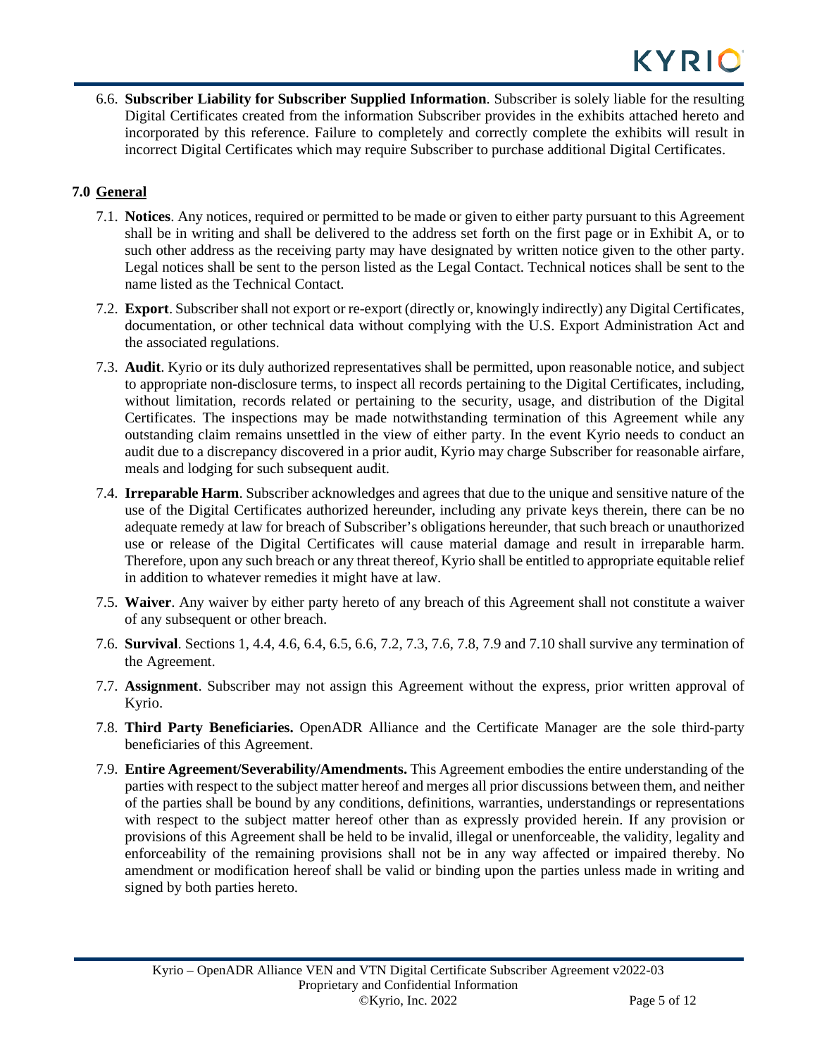6.6. **Subscriber Liability for Subscriber Supplied Information**. Subscriber is solely liable for the resulting Digital Certificates created from the information Subscriber provides in the exhibits attached hereto and incorporated by this reference. Failure to completely and correctly complete the exhibits will result in incorrect Digital Certificates which may require Subscriber to purchase additional Digital Certificates.

## 7.0 General

7.1. **Notices**. Any notices, required or permitted to be made or given to either party pursuant to this Agreement shall be in writing and shall be delivered to the address set forth on the first page or in Exhibit A, or to such other address as the receiving party may have designated by written notice given to the other party. Legal notices shall be sent to the person listed as the Legal Contact. Technical notices shall be sent to the name listed as the Technical Contact.

7.2. **Export**. Subscriber shall not export or re-export (directly or, knowingly indirectly) any Digital Certificates, documentation, or other technical data without complying with the U.S. Export Administration Act and the associated regulations.

7.3. **Audit**. Kyrio or its duly authorized representatives shall be permitted, upon reasonable notice, and subject to appropriate non-disclosure terms, to inspect all records pertaining to the Digital Certificates, including, without limitation, records related or pertaining to the security, usage, and distribution of the Digital Certificates. The inspections may be made notwithstanding termination of this Agreement while any outstanding claim remains unsettled in the view of either party. In the event Kyrio needs to conduct an audit due to a discrepancy discovered in a prior audit, Kyrio may charge Subscriber for reasonable airfare, meals and lodging for such subsequent audit.

7.4. **Irreparable Harm**. Subscriber acknowledges and agrees that due to the unique and sensitive nature of the use of the Digital Certificates authorized hereunder, including any private keys therein, there can be no adequate remedy at law for breach of Subscriber's obligations hereunder, that such breach or unauthorized use or release of the Digital Certificates will cause material damage and result in irreparable harm. Therefore, upon any such breach or any threat thereof, Kyrio shall be entitled to appropriate equitable relief in addition to whatever remedies it might have at law.

7.5. **Waiver**. Any waiver by either party hereto of any breach of this Agreement shall not constitute a waiver of any subsequent or other breach.

7.6. **Survival**. Sections 1, 4.4, 4.6, 6.4, 6.5, 6.6, 7.2, 7.3, 7.6, 7.8, 7.9 and 7.10 shall survive any termination of the Agreement.

7.7. **Assignment**. Subscriber may not assign this Agreement without the express, prior written approval of Kyrio.

7.8. **Third Party Beneficiaries.** OpenADR Alliance and the Certificate Manager are the sole third-party beneficiaries of this Agreement.

7.9. **Entire Agreement/Severability/Amendments.** This Agreement embodies the entire understanding of the parties with respect to the subject matter hereof and merges all prior discussions between them, and neither of the parties shall be bound by any conditions, definitions, warranties, understandings or representations with respect to the subject matter hereof other than as expressly provided herein. If any provision or provisions of this Agreement shall be held to be invalid, illegal or unenforceable, the validity, legality and enforceability of the remaining provisions shall not be in any way affected or impaired thereby. No amendment or modification hereof shall be valid or binding upon the parties unless made in writing and signed by both parties hereto.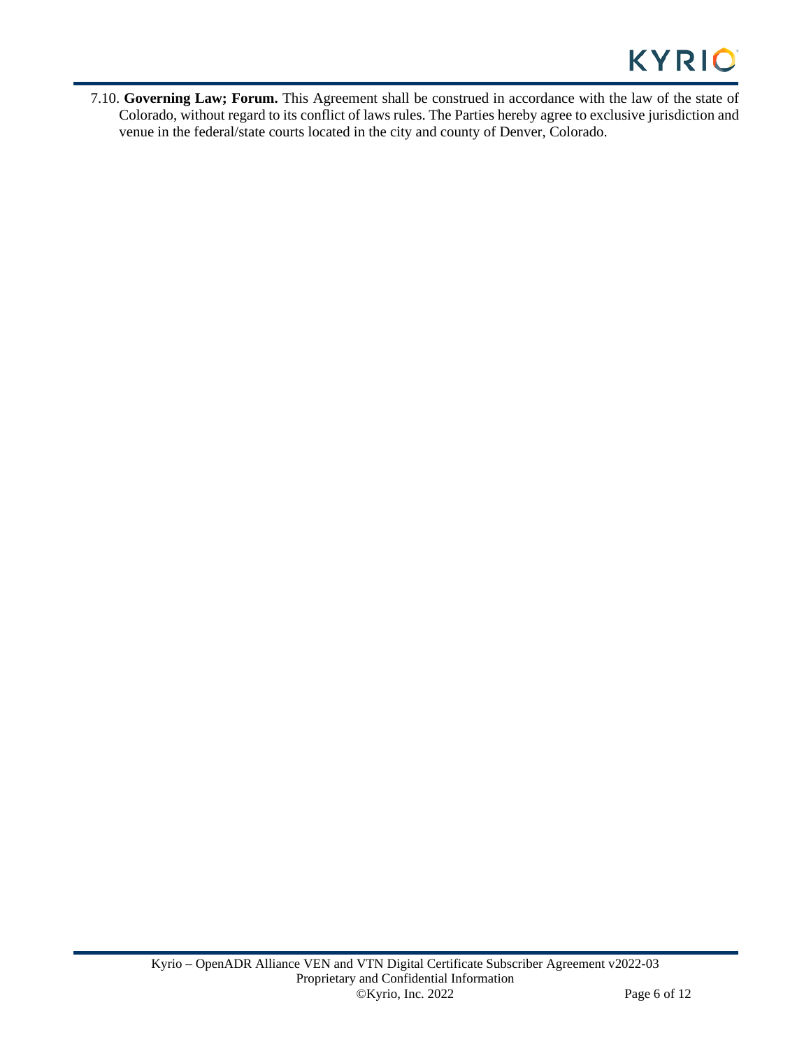7.10. **Governing Law; Forum.** This Agreement shall be construed in accordance with the law of the state of Colorado, without regard to its conflict of laws rules. The Parties hereby agree to exclusive jurisdiction and venue in the federal/state courts located in the city and county of Denver, Colorado.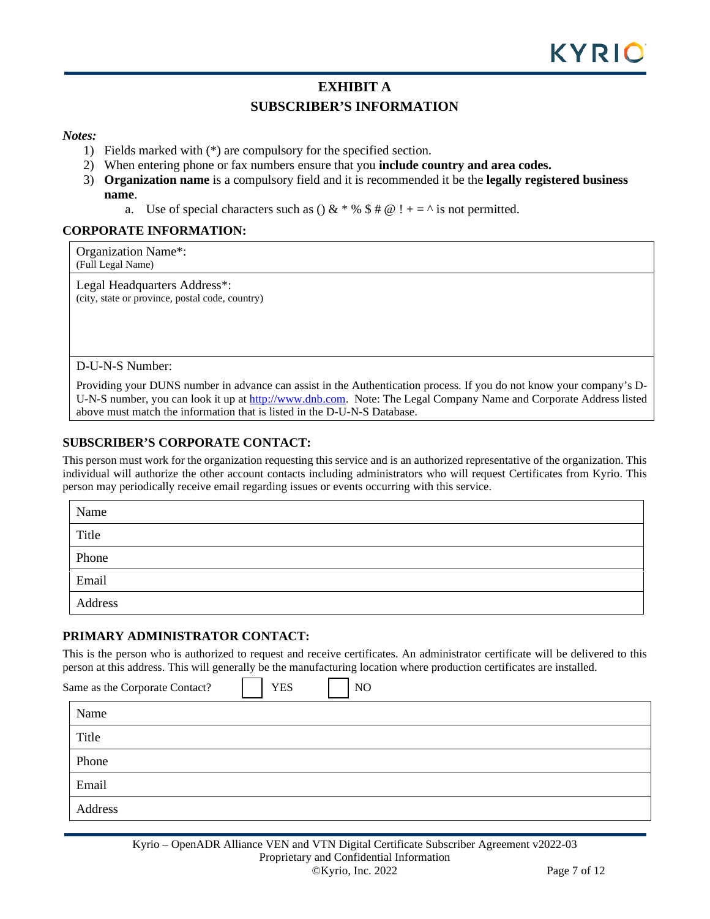# EXHIBIT A

## SUBSCRIBER'S INFORMATION

*Notes:*

1) Fields marked with (*) are compulsory for the specified section.
2) When entering phone or fax numbers ensure that you **include country and area codes.**
3) **Organization name** is a compulsory field and it is recommended it be the **legally registered business name**.
   a. Use of special characters such as () & * % $ # @ ! + = ^ is not permitted.

### CORPORATE INFORMATION:

| Organization Name*: (Full Legal Name) |
|---|
| Legal Headquarters Address*: (city, state or province, postal code, country) |
| D-U-N-S Number: Providing your DUNS number in advance can assist in the Authentication process. If you do not know your company's D-U-N-S number, you can look it up at [http://www.dnb.com](http://www.dnb.com). Note: The Legal Company Name and Corporate Address listed above must match the information that is listed in the D-U-N-S Database. |

### SUBSCRIBER'S CORPORATE CONTACT:

This person must work for the organization requesting this service and is an authorized representative of the organization. This individual will authorize the other account contacts including administrators who will request Certificates from Kyrio. This person may periodically receive email regarding issues or events occurring with this service.

| Name |
|---|
| Title |
| Phone |
| Email |
| Address |

### PRIMARY ADMINISTRATOR CONTACT:

This is the person who is authorized to request and receive certificates. An administrator certificate will be delivered to this person at this address. This will generally be the manufacturing location where production certificates are installed.

Same as the Corporate Contact? ☐ YES ☐ NO

| Name |
|---|
| Title |
| Phone |
| Email |
| Address |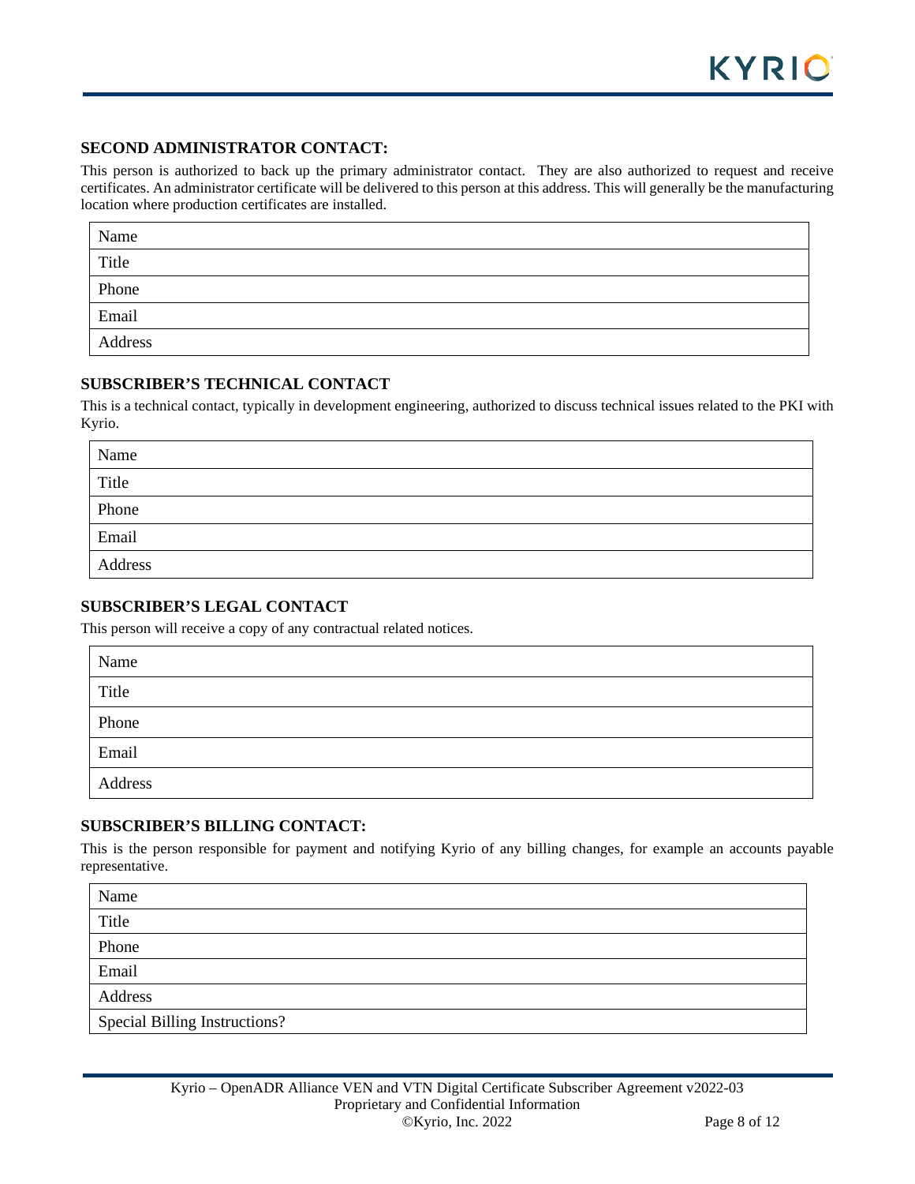### SECOND ADMINISTRATOR CONTACT:

This person is authorized to back up the primary administrator contact. They are also authorized to request and receive certificates. An administrator certificate will be delivered to this person at this address. This will generally be the manufacturing location where production certificates are installed.

| Name | |
|---|---|
| Title | |
| Phone | |
| Email | |
| Address | |

### SUBSCRIBER'S TECHNICAL CONTACT

This is a technical contact, typically in development engineering, authorized to discuss technical issues related to the PKI with Kyrio.

| Name | |
|---|---|
| Title | |
| Phone | |
| Email | |
| Address | |

### SUBSCRIBER'S LEGAL CONTACT

This person will receive a copy of any contractual related notices.

| Name | |
|---|---|
| Title | |
| Phone | |
| Email | |
| Address | |

### SUBSCRIBER'S BILLING CONTACT:

This is the person responsible for payment and notifying Kyrio of any billing changes, for example an accounts payable representative.

| Name | |
|---|---|
| Title | |
| Phone | |
| Email | |
| Address | |
| Special Billing Instructions? | |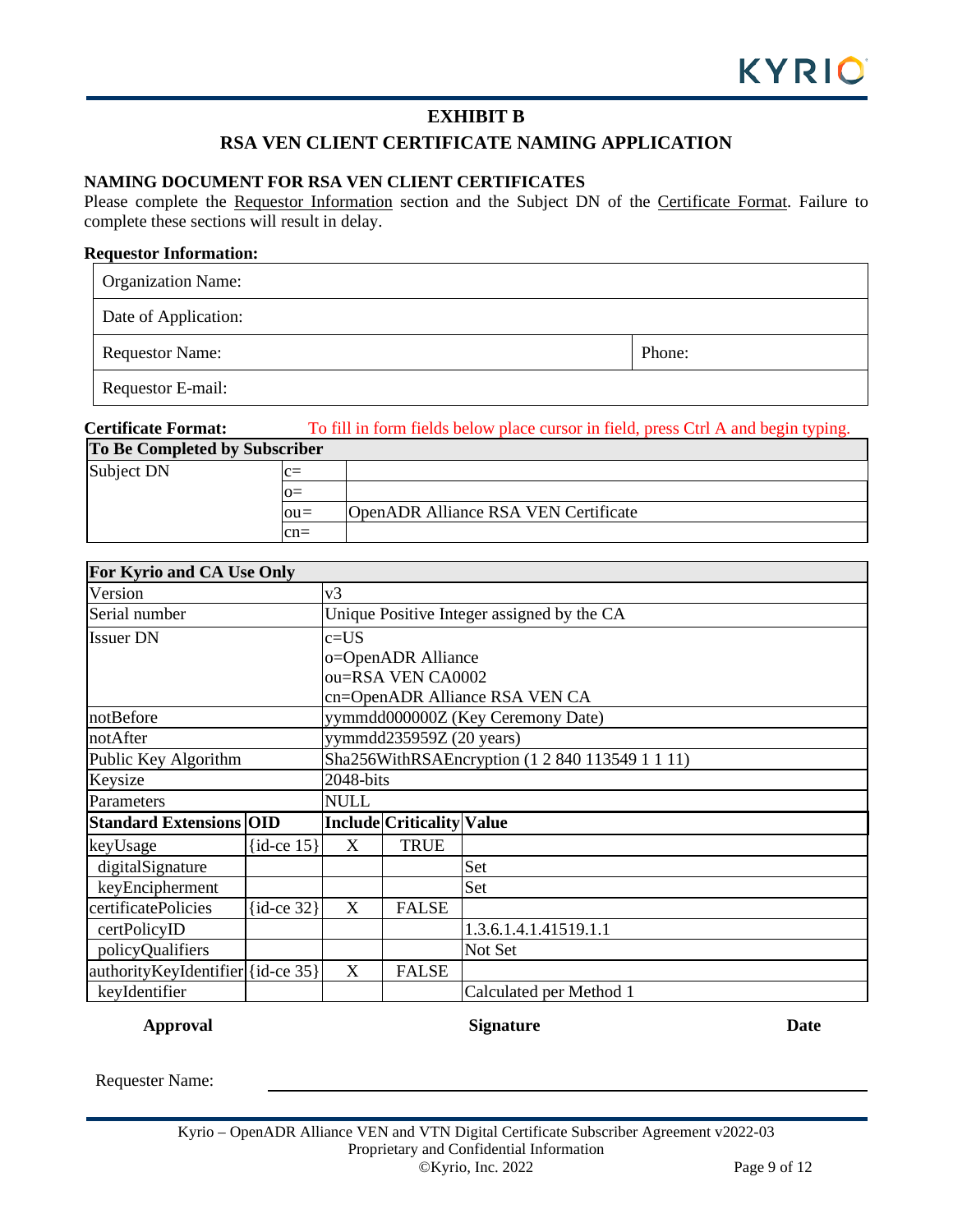## EXHIBIT B

## RSA VEN CLIENT CERTIFICATE NAMING APPLICATION

### NAMING DOCUMENT FOR RSA VEN CLIENT CERTIFICATES

Please complete the Requestor Information section and the Subject DN of the Certificate Format. Failure to complete these sections will result in delay.

**Requestor Information:**

| Organization Name: | |
|---|---|
| Date of Application: | |
| Requestor Name: | Phone: |
| Requestor E-mail: | |

**Certificate Format:** To fill in form fields below place cursor in field, press Ctrl A and begin typing.

| To Be Completed by Subscriber | | |
|---|---|---|
| Subject DN | c= | |
| | o= | |
| | ou= | OpenADR Alliance RSA VEN Certificate |
| | cn= | |

| For Kyrio and CA Use Only | | | | |
|---|---|---|---|---|
| Version | | v3 | | |
| Serial number | | Unique Positive Integer assigned by the CA | | |
| Issuer DN | | c=US<br>o=OpenADR Alliance<br>ou=RSA VEN CA0002<br>cn=OpenADR Alliance RSA VEN CA | | |
| notBefore | | yymmdd000000Z (Key Ceremony Date) | | |
| notAfter | | yymmdd235959Z (20 years) | | |
| Public Key Algorithm | | Sha256WithRSAEncryption (1 2 840 113549 1 1 11) | | |
| Keysize | | 2048-bits | | |
| Parameters | | NULL | | |
| **Standard Extensions** | **OID** | **Include** | **Criticality** | **Value** |
| keyUsage | {id-ce 15} | X | TRUE | |
| digitalSignature | | | | Set |
| keyEncipherment | | | | Set |
| certificatePolicies | {id-ce 32} | X | FALSE | |
| certPolicyID | | | | 1.3.6.1.4.1.41519.1.1 |
| policyQualifiers | | | | Not Set |
| authorityKeyIdentifier | {id-ce 35} | X | FALSE | |
| keyIdentifier | | | | Calculated per Method 1 |

| **Approval** | **Signature** | **Date** |
|---|---|---|
| Requester Name: | | |

Kyrio – OpenADR Alliance VEN and VTN Digital Certificate Subscriber Agreement v2022-03
Proprietary and Confidential Information
©Kyrio, Inc. 2022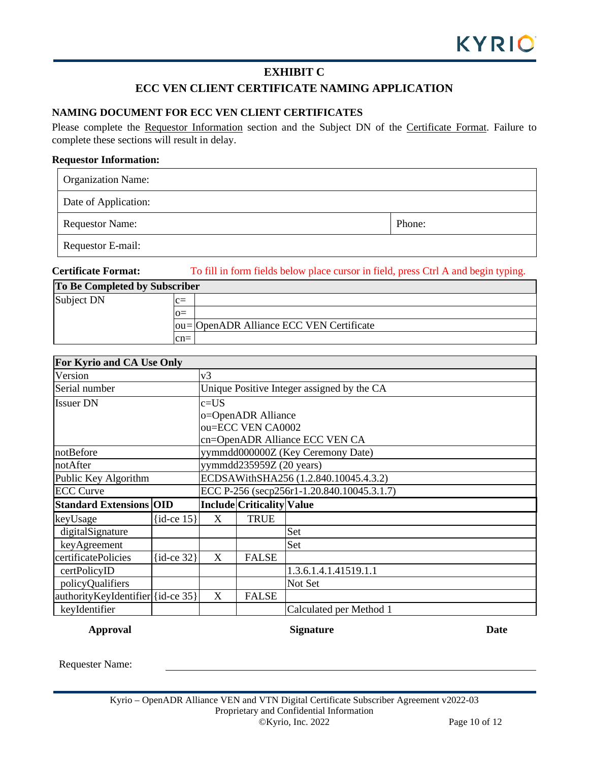# EXHIBIT C

## ECC VEN CLIENT CERTIFICATE NAMING APPLICATION

### NAMING DOCUMENT FOR ECC VEN CLIENT CERTIFICATES

Please complete the Requestor Information section and the Subject DN of the Certificate Format. Failure to complete these sections will result in delay.

**Requestor Information:**

| Organization Name: | |
|---|---|
| Date of Application: | |
| Requestor Name: | Phone: |
| Requestor E-mail: | |

**Certificate Format:** To fill in form fields below place cursor in field, press Ctrl A and begin typing.

| To Be Completed by Subscriber | | |
|---|---|---|
| Subject DN | c= | |
| | o= | |
| | ou= | OpenADR Alliance ECC VEN Certificate |
| | cn= | |

| For Kyrio and CA Use Only | | | | |
|---|---|---|---|---|
| Version | | v3 | | |
| Serial number | | Unique Positive Integer assigned by the CA | | |
| Issuer DN | | c=US<br>o=OpenADR Alliance<br>ou=ECC VEN CA0002<br>cn=OpenADR Alliance ECC VEN CA | | |
| notBefore | | yymmdd000000Z (Key Ceremony Date) | | |
| notAfter | | yymmdd235959Z (20 years) | | |
| Public Key Algorithm | | ECDSAWithSHA256 (1.2.840.10045.4.3.2) | | |
| ECC Curve | | ECC P-256 (secp256r1-1.20.840.10045.3.1.7) | | |
| **Standard Extensions** | **OID** | **Include** | **Criticality** | **Value** |
| keyUsage | {id-ce 15} | X | TRUE | |
| digitalSignature | | | | Set |
| keyAgreement | | | | Set |
| certificatePolicies | {id-ce 32} | X | FALSE | |
| certPolicyID | | | | 1.3.6.1.4.1.41519.1.1 |
| policyQualifiers | | | | Not Set |
| authorityKeyIdentifier | {id-ce 35} | X | FALSE | |
| keyIdentifier | | | | Calculated per Method 1 |

**Approval** **Signature** **Date**

Requester Name: ______________________________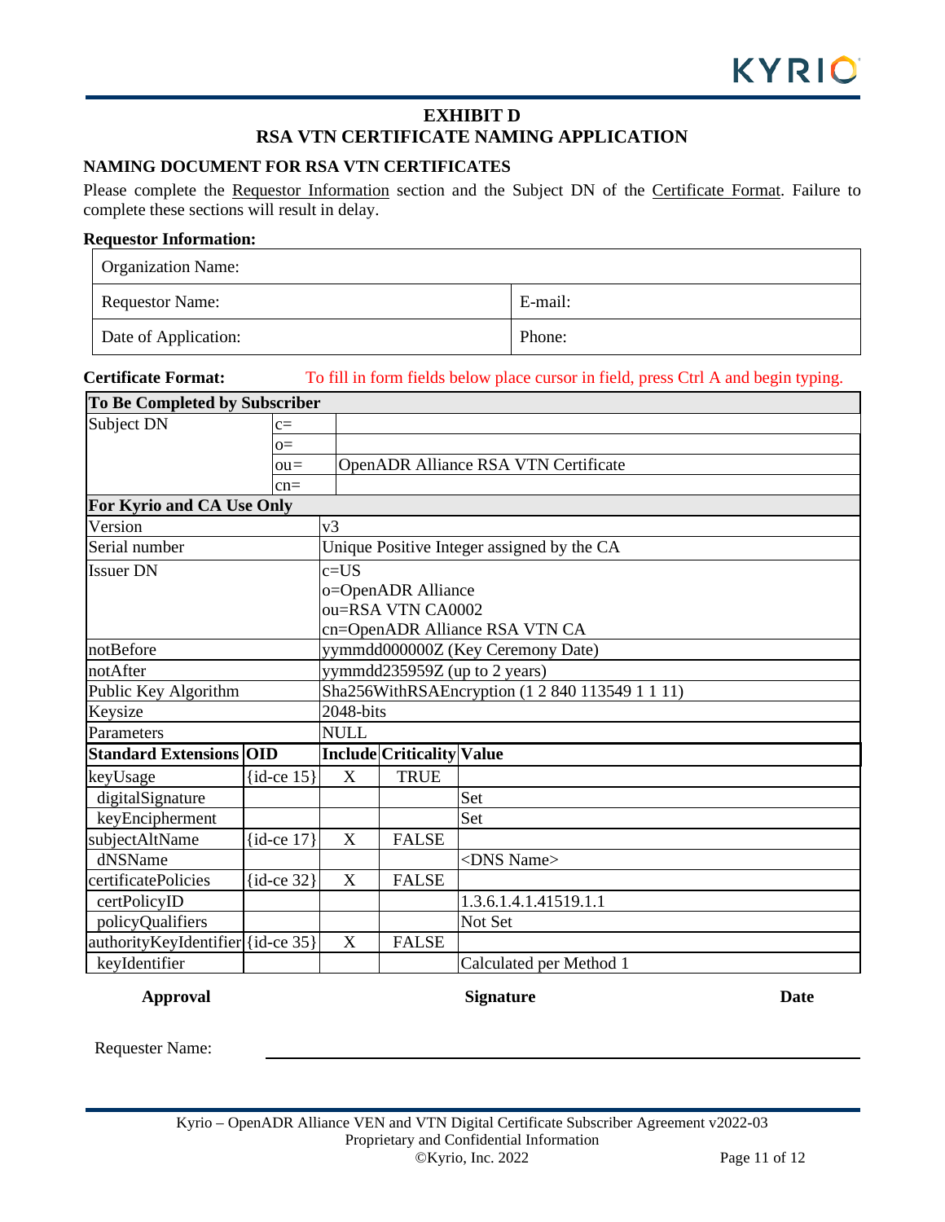# EXHIBIT D
# RSA VTN CERTIFICATE NAMING APPLICATION

## NAMING DOCUMENT FOR RSA VTN CERTIFICATES

Please complete the Requestor Information section and the Subject DN of the Certificate Format. Failure to complete these sections will result in delay.

**Requestor Information:**

| Organization Name: | |
|---|---|
| Requestor Name: | E-mail: |
| Date of Application: | Phone: |

**Certificate Format:** To fill in form fields below place cursor in field, press Ctrl A and begin typing.

| **To Be Completed by Subscriber** | | | | |
|---|---|---|---|---|
| Subject DN | c= | | | |
| | o= | | | |
| | ou= | OpenADR Alliance RSA VTN Certificate | | |
| | cn= | | | |
| **For Kyrio and CA Use Only** | | | | |
| Version | | v3 | | |
| Serial number | | Unique Positive Integer assigned by the CA | | |
| Issuer DN | | c=US<br>o=OpenADR Alliance<br>ou=RSA VTN CA0002<br>cn=OpenADR Alliance RSA VTN CA | | |
| notBefore | | yymmdd000000Z (Key Ceremony Date) | | |
| notAfter | | yymmdd235959Z (up to 2 years) | | |
| Public Key Algorithm | | Sha256WithRSAEncryption (1 2 840 113549 1 1 11) | | |
| Keysize | | 2048-bits | | |
| Parameters | | NULL | | |
| **Standard Extensions** | **OID** | **Include** | **Criticality** | **Value** |
| keyUsage | {id-ce 15} | X | TRUE | |
| digitalSignature | | | | Set |
| keyEncipherment | | | | Set |
| subjectAltName | {id-ce 17} | X | FALSE | |
| dNSName | | | | <DNS Name> |
| certificatePolicies | {id-ce 32} | X | FALSE | |
| certPolicyID | | | | 1.3.6.1.4.1.41519.1.1 |
| policyQualifiers | | | | Not Set |
| authorityKeyIdentifier | {id-ce 35} | X | FALSE | |
| keyIdentifier | | | | Calculated per Method 1 |

| **Approval** | **Signature** | **Date** |
|---|---|---|
| Requester Name: | | |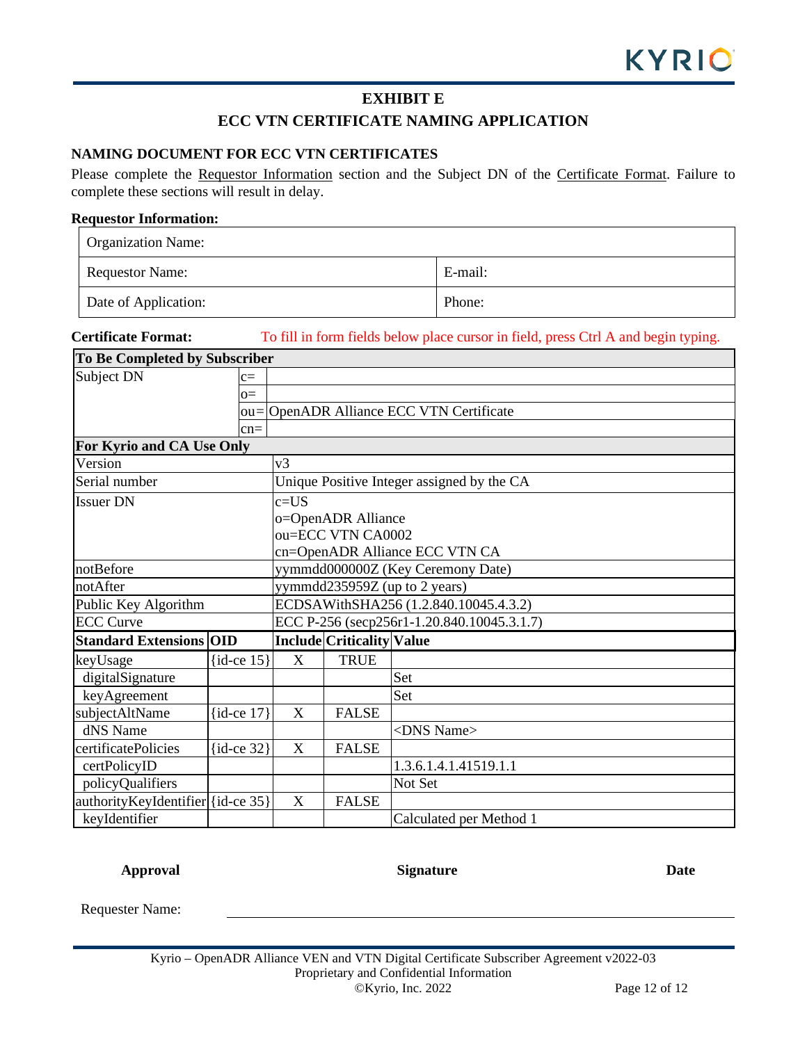# EXHIBIT E

## ECC VTN CERTIFICATE NAMING APPLICATION

### NAMING DOCUMENT FOR ECC VTN CERTIFICATES

Please complete the Requestor Information section and the Subject DN of the Certificate Format. Failure to complete these sections will result in delay.

**Requestor Information:**

| | |
|---|---|
| Organization Name: | |
| Requestor Name: | E-mail: |
| Date of Application: | Phone: |

**Certificate Format:** To fill in form fields below place cursor in field, press Ctrl A and begin typing.

| | | | | |
|---|---|---|---|---|
| **To Be Completed by Subscriber** | | | | |
| Subject DN | c= | | | |
| | o= | | | |
| | ou= | OpenADR Alliance ECC VTN Certificate | | |
| | cn= | | | |
| **For Kyrio and CA Use Only** | | | | |
| Version | | v3 | | |
| Serial number | | Unique Positive Integer assigned by the CA | | |
| Issuer DN | | c=US<br>o=OpenADR Alliance<br>ou=ECC VTN CA0002<br>cn=OpenADR Alliance ECC VTN CA | | |
| notBefore | | yymmdd000000Z (Key Ceremony Date) | | |
| notAfter | | yymmdd235959Z (up to 2 years) | | |
| Public Key Algorithm | | ECDSAWithSHA256 (1.2.840.10045.4.3.2) | | |
| ECC Curve | | ECC P-256 (secp256r1-1.20.840.10045.3.1.7) | | |
| **Standard Extensions** | **OID** | **Include** | **Criticality** | **Value** |
| keyUsage | {id-ce 15} | X | TRUE | |
| digitalSignature | | | | Set |
| keyAgreement | | | | Set |
| subjectAltName | {id-ce 17} | X | FALSE | |
| dNS Name | | | | <DNS Name> |
| certificatePolicies | {id-ce 32} | X | FALSE | |
| certPolicyID | | | | 1.3.6.1.4.1.41519.1.1 |
| policyQualifiers | | | | Not Set |
| authorityKeyIdentifier | {id-ce 35} | X | FALSE | |
| keyIdentifier | | | | Calculated per Method 1 |

| **Approval** | **Signature** | **Date** |
|---|---|---|
| Requester Name: | | |

Kyrio – OpenADR Alliance VEN and VTN Digital Certificate Subscriber Agreement v2022-03
Proprietary and Confidential Information
©Kyrio, Inc. 2022